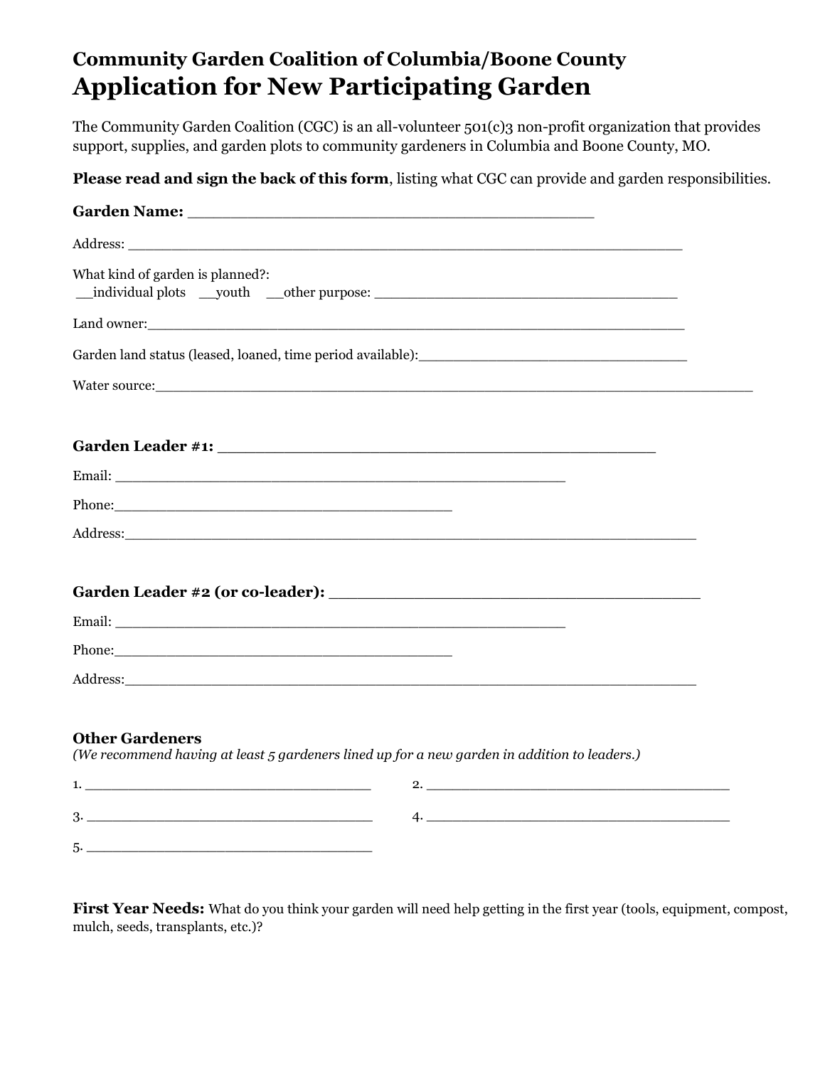**Community Garden Coalition of Columbia/Boone County**

# Application for New Participating Garden

The Community Garden Coalition (CGC) is an all-volunteer 501(c)3 non-profit organization that provides support, supplies, and garden plots to community gardeners in Columbia and Boone County, MO.

**Please read and sign the back of this form**, listing what CGC can provide and garden responsibilities.

**Garden Name:** ________________________________________

Address: ____________________________________________________________

What kind of garden is planned?:
__individual plots __youth __other purpose: ___________________________________

Land owner:__________________________________________________________

Garden land status (leased, loaned, time period available):________________________________

Water source:__________________________________________________________________

**Garden Leader #1:** ____________________________________________

Email: ______________________________________________

Phone:_________________________________

Address:______________________________________________________________

**Garden Leader #2 (or co-leader):** ____________________________________

Email: ______________________________________________

Phone:_________________________________

Address:______________________________________________________________

**Other Gardeners**

*(We recommend having at least 5 gardeners lined up for a new garden in addition to leaders.)*

1. ______________________________ 2. __________________________________

3. ______________________________ 4. __________________________________

5. ______________________________

**First Year Needs:** What do you think your garden will need help getting in the first year (tools, equipment, compost, mulch, seeds, transplants, etc.)?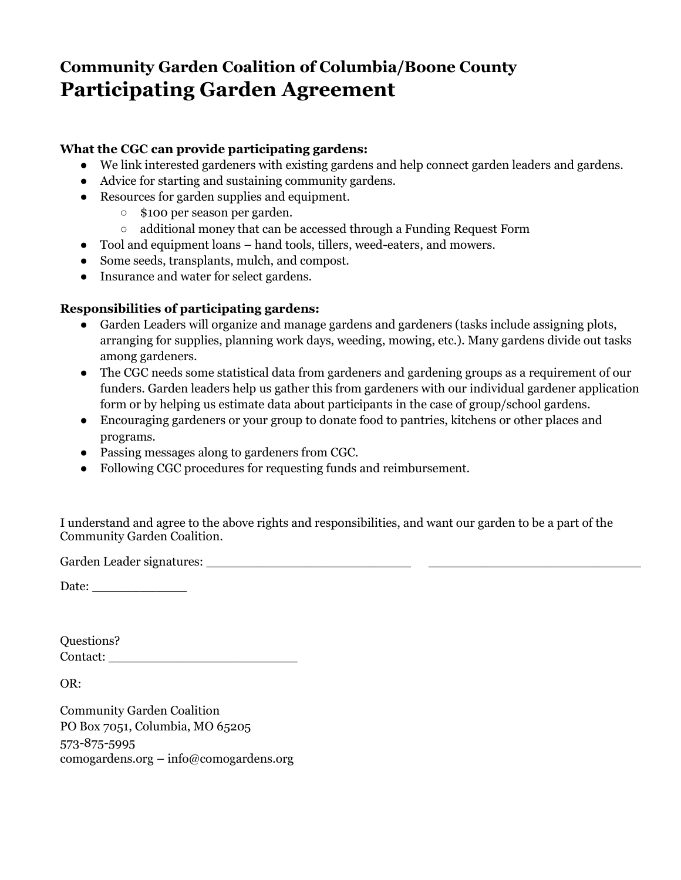## Community Garden Coalition of Columbia/Boone County

# Participating Garden Agreement

**What the CGC can provide participating gardens:**

- We link interested gardeners with existing gardens and help connect garden leaders and gardens.
- Advice for starting and sustaining community gardens.
- Resources for garden supplies and equipment.
    - $100 per season per garden.
    - additional money that can be accessed through a Funding Request Form
- Tool and equipment loans – hand tools, tillers, weed-eaters, and mowers.
- Some seeds, transplants, mulch, and compost.
- Insurance and water for select gardens.

**Responsibilities of participating gardens:**

- Garden Leaders will organize and manage gardens and gardeners (tasks include assigning plots, arranging for supplies, planning work days, weeding, mowing, etc.). Many gardens divide out tasks among gardeners.
- The CGC needs some statistical data from gardeners and gardening groups as a requirement of our funders. Garden leaders help us gather this from gardeners with our individual gardener application form or by helping us estimate data about participants in the case of group/school gardens.
- Encouraging gardeners or your group to donate food to pantries, kitchens or other places and programs.
- Passing messages along to gardeners from CGC.
- Following CGC procedures for requesting funds and reimbursement.

I understand and agree to the above rights and responsibilities, and want our garden to be a part of the Community Garden Coalition.

Garden Leader signatures: ___________________________ ___________________________

Date: ____________

Questions?
Contact: ________________________

OR:

Community Garden Coalition
PO Box 7051, Columbia, MO 65205
573-875-5995
comogardens.org – info@comogardens.org